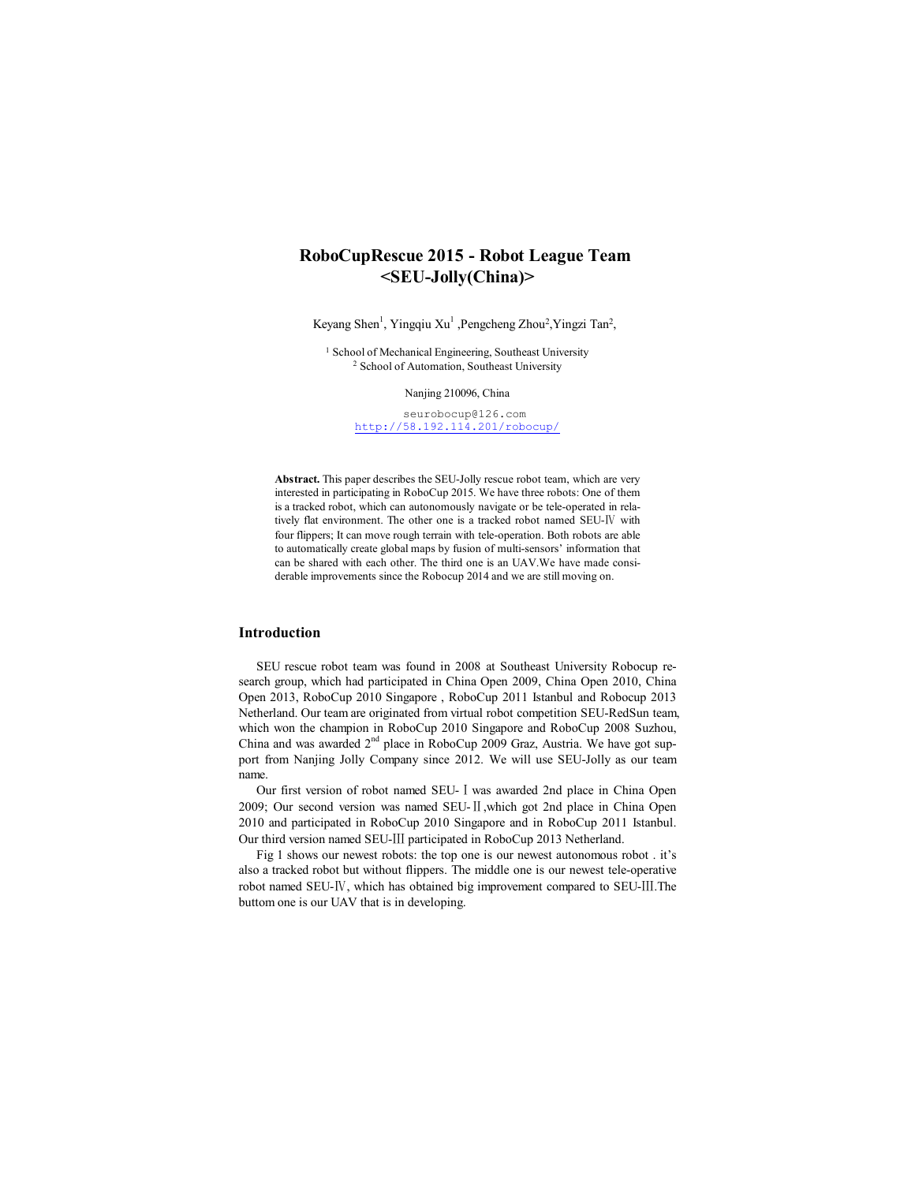# RoboCupRescue 2015 - Robot League Team <SEU-Jolly(China)>

Keyang Shen[1], Yingqiu Xu[1] ,Pengcheng Zhou[2],Yingzi Tan[2],

[1] School of Mechanical Engineering, Southeast University
[2] School of Automation, Southeast University

Nanjing 210096, China

seurobocup@126.com
http://58.192.114.201/robocup/

**Abstract.** This paper describes the SEU-Jolly rescue robot team, which are very interested in participating in RoboCup 2015. We have three robots: One of them is a tracked robot, which can autonomously navigate or be tele-operated in relatively flat environment. The other one is a tracked robot named SEU-Ⅳ with four flippers; It can move rough terrain with tele-operation. Both robots are able to automatically create global maps by fusion of multi-sensors' information that can be shared with each other. The third one is an UAV.We have made considerable improvements since the Robocup 2014 and we are still moving on.

## Introduction

SEU rescue robot team was found in 2008 at Southeast University Robocup research group, which had participated in China Open 2009, China Open 2010, China Open 2013, RoboCup 2010 Singapore , RoboCup 2011 Istanbul and Robocup 2013 Netherland. Our team are originated from virtual robot competition SEU-RedSun team, which won the champion in RoboCup 2010 Singapore and RoboCup 2008 Suzhou, China and was awarded 2nd place in RoboCup 2009 Graz, Austria. We have got support from Nanjing Jolly Company since 2012. We will use SEU-Jolly as our team name.

Our first version of robot named SEU-Ⅰ was awarded 2nd place in China Open 2009; Our second version was named SEU-Ⅱ,which got 2nd place in China Open 2010 and participated in RoboCup 2010 Singapore and in RoboCup 2011 Istanbul. Our third version named SEU-Ⅲ participated in RoboCup 2013 Netherland.

Fig 1 shows our newest robots: the top one is our newest autonomous robot . it's also a tracked robot but without flippers. The middle one is our newest tele-operative robot named SEU-Ⅳ, which has obtained big improvement compared to SEU-Ⅲ.The buttom one is our UAV that is in developing.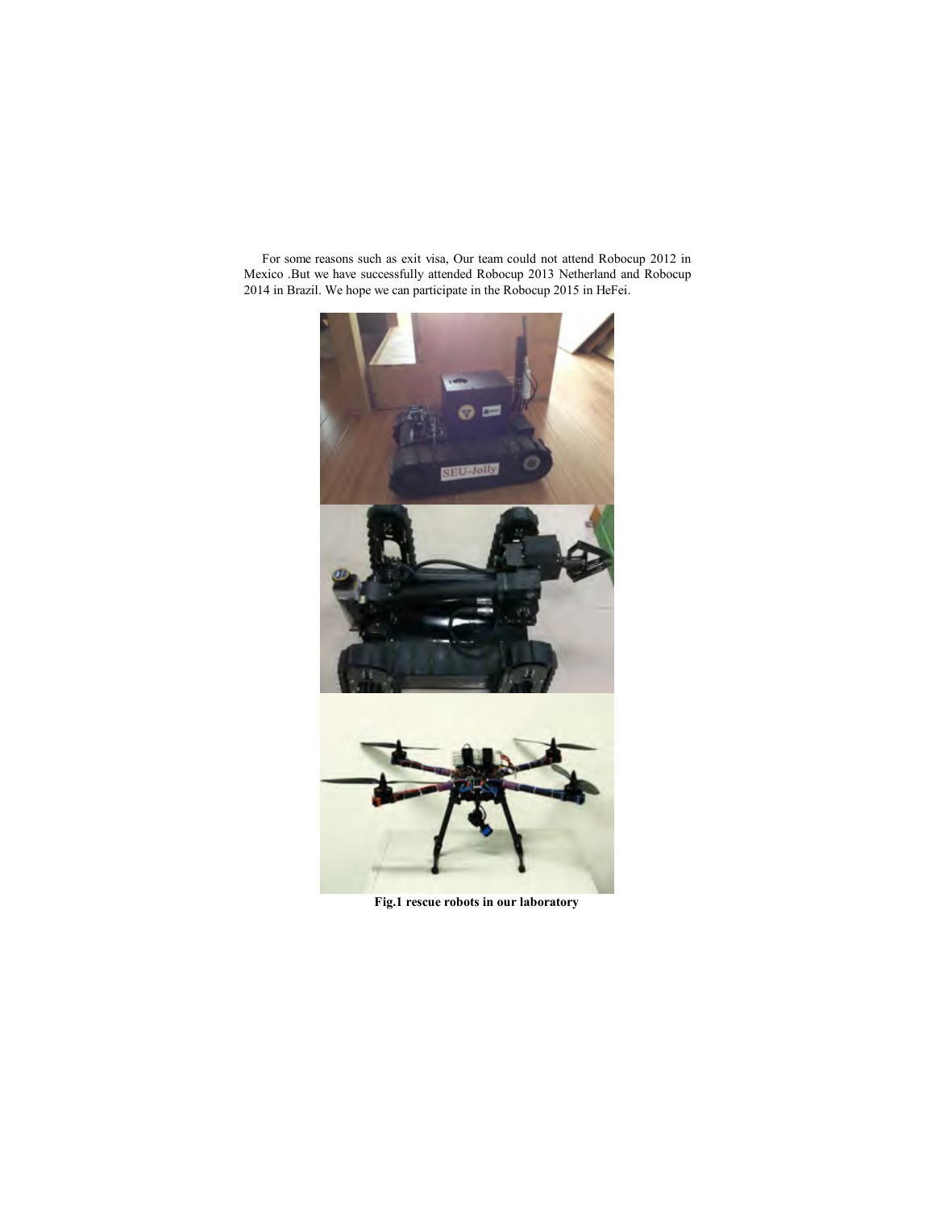For some reasons such as exit visa, Our team could not attend Robocup 2012 in Mexico .But we have successfully attended Robocup 2013 Netherland and Robocup 2014 in Brazil. We hope we can participate in the Robocup 2015 in HeFei.

**Fig.1 rescue robots in our laboratory**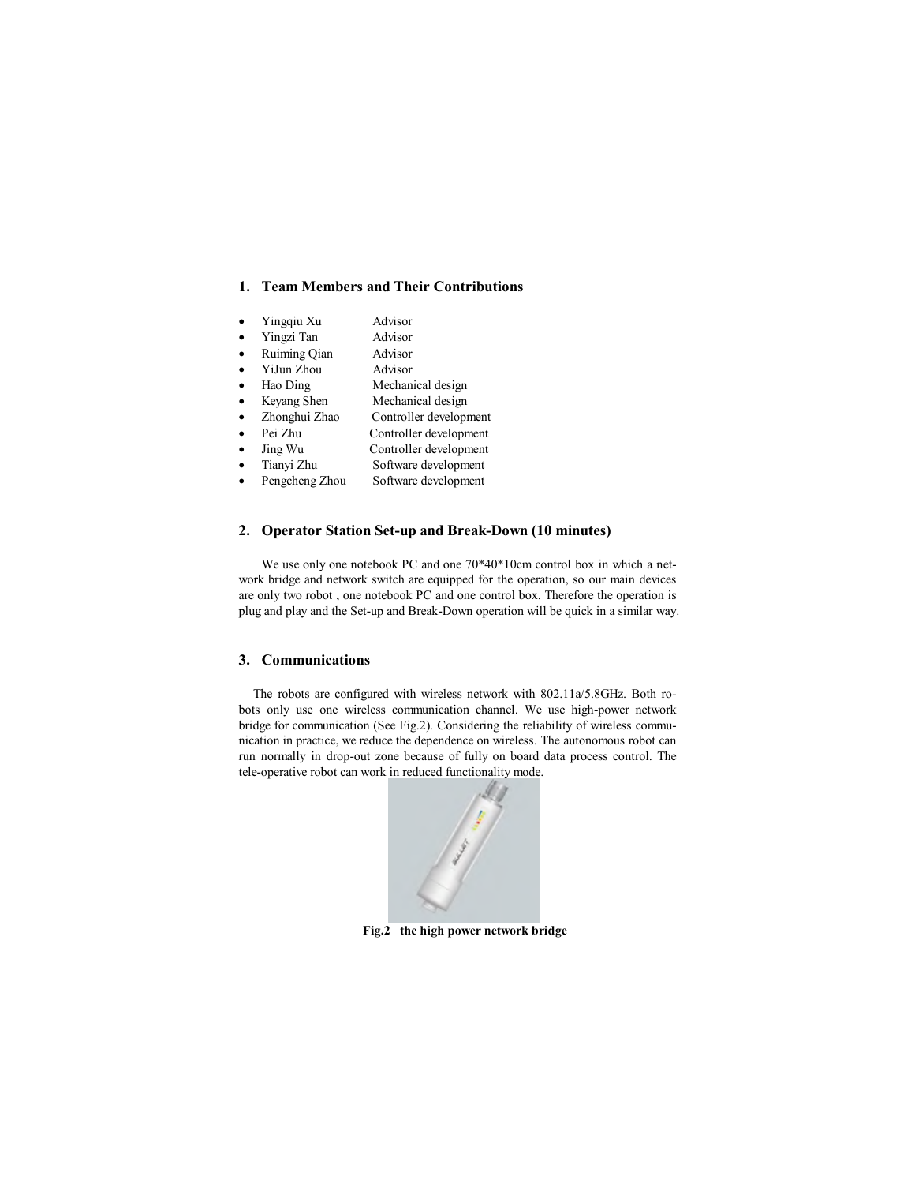## 1. Team Members and Their Contributions

- Yingqiu Xu Advisor
- Yingzi Tan Advisor
- Ruiming Qian Advisor
- YiJun Zhou Advisor
- Hao Ding Mechanical design
- Keyang Shen Mechanical design
- Zhonghui Zhao Controller development
- Pei Zhu Controller development
- Jing Wu Controller development
- Tianyi Zhu Software development
- Pengcheng Zhou Software development

## 2. Operator Station Set-up and Break-Down (10 minutes)

We use only one notebook PC and one 70*40*10cm control box in which a network bridge and network switch are equipped for the operation, so our main devices are only two robot , one notebook PC and one control box. Therefore the operation is plug and play and the Set-up and Break-Down operation will be quick in a similar way.

## 3. Communications

The robots are configured with wireless network with 802.11a/5.8GHz. Both robots only use one wireless communication channel. We use high-power network bridge for communication (See Fig.2). Considering the reliability of wireless communication in practice, we reduce the dependence on wireless. The autonomous robot can run normally in drop-out zone because of fully on board data process control. The tele-operative robot can work in reduced functionality mode.

**Fig.2 the high power network bridge**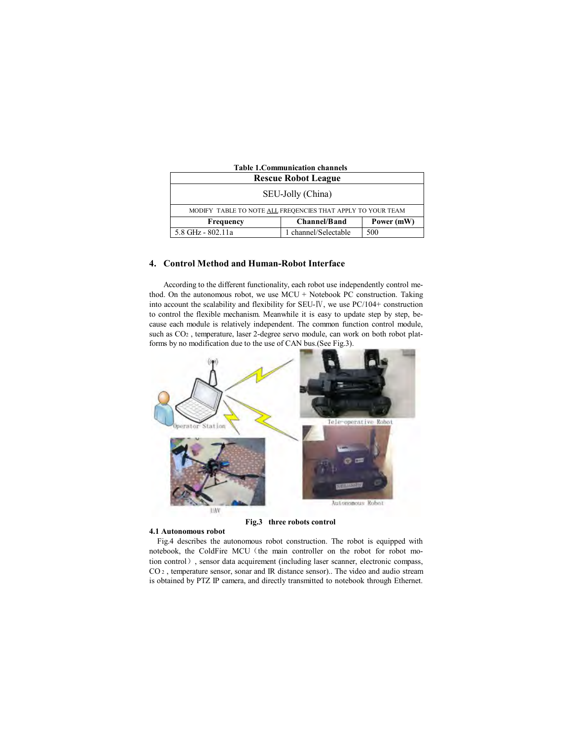**Table 1.Communication channels**

| Rescue Robot League | | |
|---|---|---|
| SEU-Jolly (China) | | |
| MODIFY TABLE TO NOTE ALL FREQENCIES THAT APPLY TO YOUR TEAM | | |
| **Frequency** | **Channel/Band** | **Power (mW)** |
| 5.8 GHz - 802.11a | 1 channel/Selectable | 500 |

## 4. Control Method and Human-Robot Interface

According to the different functionality, each robot use independently control method. On the autonomous robot, we use MCU + Notebook PC construction. Taking into account the scalability and flexibility for SEU-Ⅳ, we use PC/104+ construction to control the flexible mechanism. Meanwhile it is easy to update step by step, because each module is relatively independent. The common function control module, such as $CO_2$ , temperature, laser 2-degree servo module, can work on both robot platforms by no modification due to the use of CAN bus.(See Fig.3).

**Fig.3 three robots control**

### 4.1 Autonomous robot

Fig.4 describes the autonomous robot construction. The robot is equipped with notebook, the ColdFire MCU（the main controller on the robot for robot motion control）, sensor data acquirement (including laser scanner, electronic compass, $CO_2$ , temperature sensor, sonar and IR distance sensor).. The video and audio stream is obtained by PTZ IP camera, and directly transmitted to notebook through Ethernet.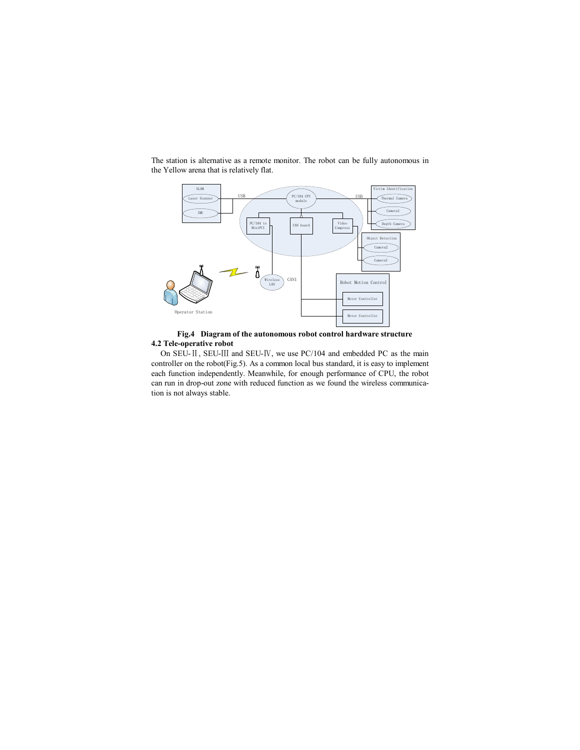The station is alternative as a remote monitor. The robot can be fully autonomous in the Yellow arena that is relatively flat.

**Fig.4 Diagram of the autonomous robot control hardware structure**

**4.2 Tele-operative robot**

On SEU-Ⅱ, SEU-Ⅲ and SEU-Ⅳ, we use PC/104 and embedded PC as the main controller on the robot(Fig.5). As a common local bus standard, it is easy to implement each function independently. Meanwhile, for enough performance of CPU, the robot can run in drop-out zone with reduced function as we found the wireless communication is not always stable.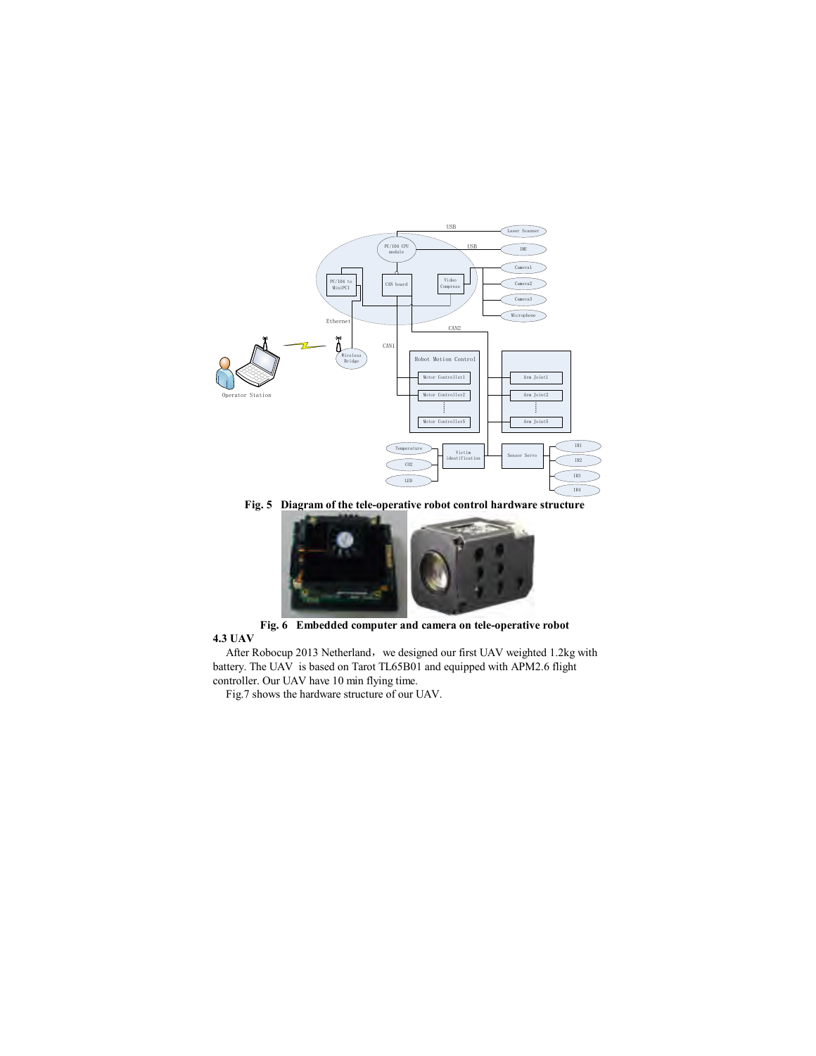Fig. 5 Diagram of the tele-operative robot control hardware structure

Fig. 6 Embedded computer and camera on tele-operative robot

### 4.3 UAV

After Robocup 2013 Netherland, we designed our first UAV weighted 1.2kg with battery. The UAV is based on Tarot TL65B01 and equipped with APM2.6 flight controller. Our UAV have 10 min flying time.

Fig.7 shows the hardware structure of our UAV.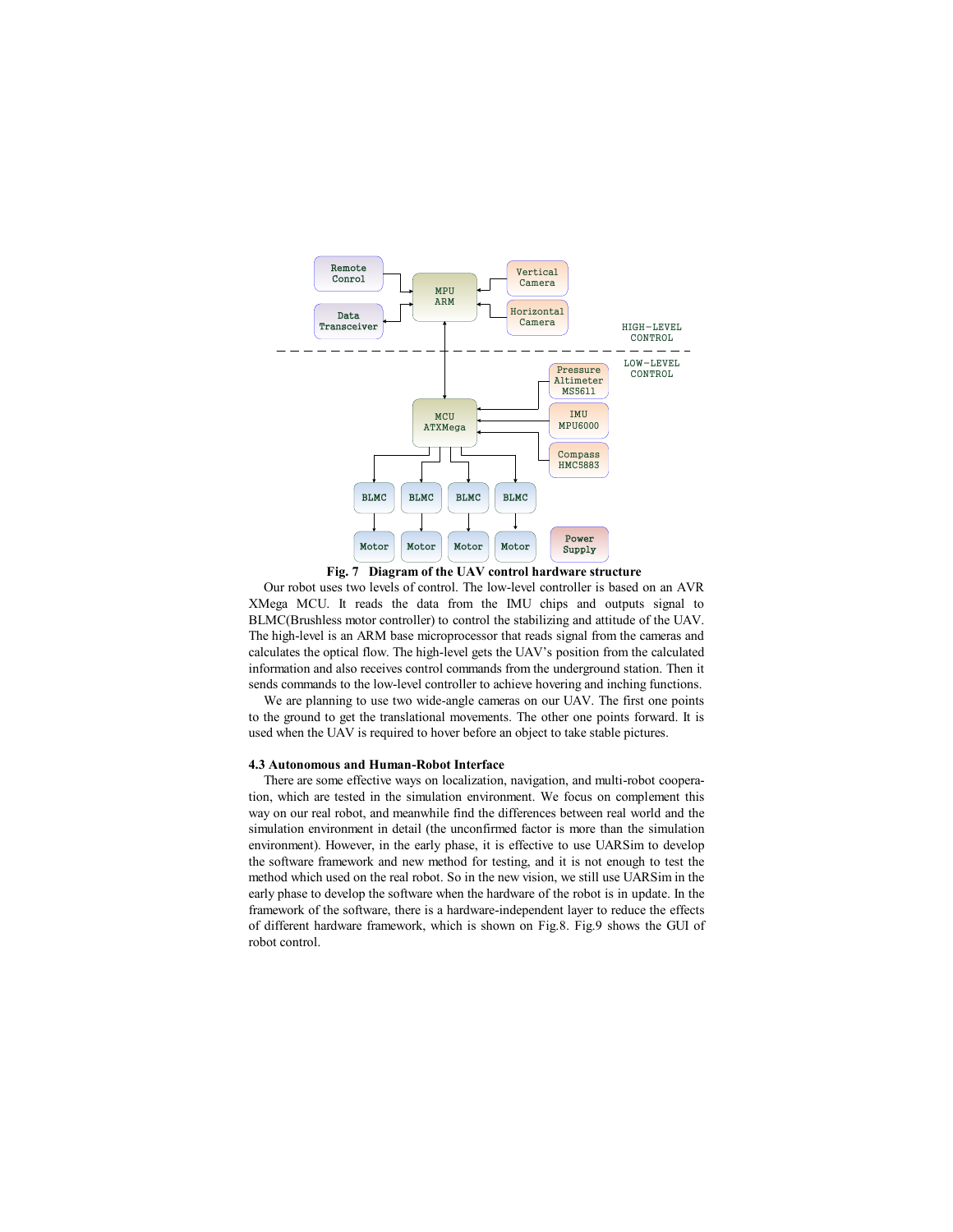**Fig. 7 Diagram of the UAV control hardware structure**

Our robot uses two levels of control. The low-level controller is based on an AVR XMega MCU. It reads the data from the IMU chips and outputs signal to BLMC(Brushless motor controller) to control the stabilizing and attitude of the UAV. The high-level is an ARM base microprocessor that reads signal from the cameras and calculates the optical flow. The high-level gets the UAV's position from the calculated information and also receives control commands from the underground station. Then it sends commands to the low-level controller to achieve hovering and inching functions.

We are planning to use two wide-angle cameras on our UAV. The first one points to the ground to get the translational movements. The other one points forward. It is used when the UAV is required to hover before an object to take stable pictures.

### 4.3 Autonomous and Human-Robot Interface

There are some effective ways on localization, navigation, and multi-robot cooperation, which are tested in the simulation environment. We focus on complement this way on our real robot, and meanwhile find the differences between real world and the simulation environment in detail (the unconfirmed factor is more than the simulation environment). However, in the early phase, it is effective to use UARSim to develop the software framework and new method for testing, and it is not enough to test the method which used on the real robot. So in the new vision, we still use UARSim in the early phase to develop the software when the hardware of the robot is in update. In the framework of the software, there is a hardware-independent layer to reduce the effects of different hardware framework, which is shown on Fig.8. Fig.9 shows the GUI of robot control.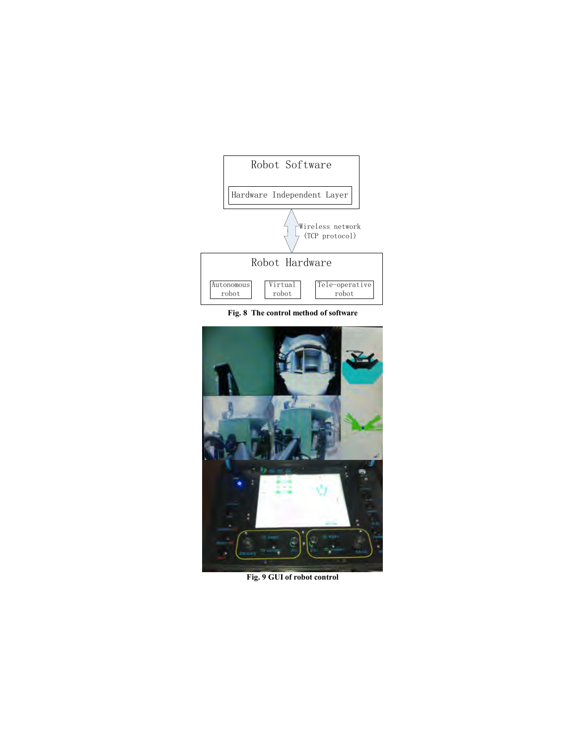Robot Software

Hardware Independent Layer

Wireless network (TCP protocol)

Robot Hardware

Autonomous robot

Virtual robot

Tele-operative robot

**Fig. 8 The control method of software**

**Fig. 9 GUI of robot control**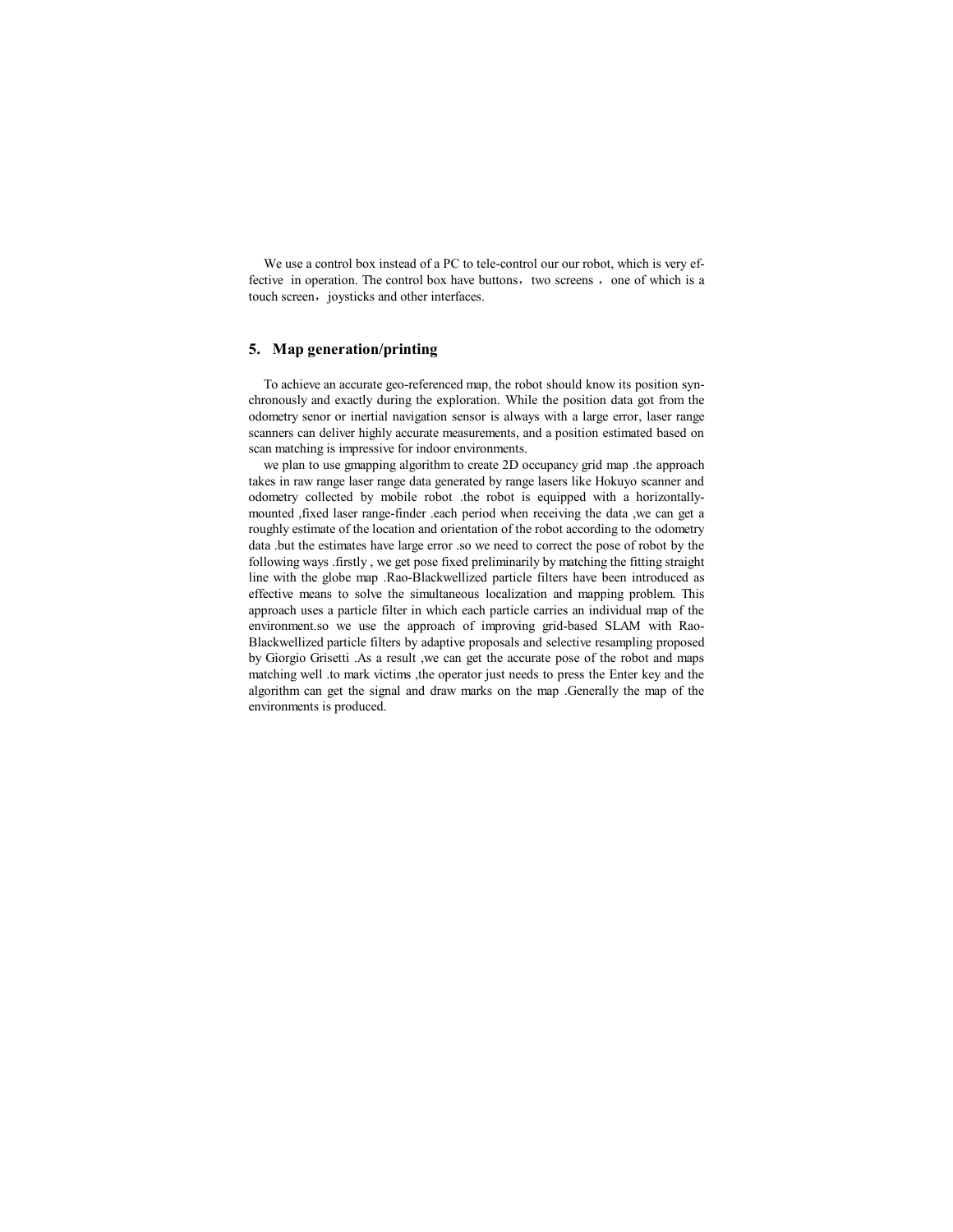We use a control box instead of a PC to tele-control our our robot, which is very effective  in operation. The control box have buttons，two screens ，one of which is a touch screen，joysticks and other interfaces.

## 5. Map generation/printing

To achieve an accurate geo-referenced map, the robot should know its position synchronously and exactly during the exploration. While the position data got from the odometry senor or inertial navigation sensor is always with a large error, laser range scanners can deliver highly accurate measurements, and a position estimated based on scan matching is impressive for indoor environments.

we plan to use gmapping algorithm to create 2D occupancy grid map .the approach takes in raw range laser range data generated by range lasers like Hokuyo scanner and odometry collected by mobile robot .the robot is equipped with a horizontally-mounted ,fixed laser range-finder .each period when receiving the data ,we can get a roughly estimate of the location and orientation of the robot according to the odometry data .but the estimates have large error .so we need to correct the pose of robot by the following ways .firstly , we get pose fixed preliminarily by matching the fitting straight line with the globe map .Rao-Blackwellized particle filters have been introduced as effective means to solve the simultaneous localization and mapping problem. This approach uses a particle filter in which each particle carries an individual map of the environment.so we use the approach of improving grid-based SLAM with Rao-Blackwellized particle filters by adaptive proposals and selective resampling proposed by Giorgio Grisetti .As a result ,we can get the accurate pose of the robot and maps matching well .to mark victims ,the operator just needs to press the Enter key and the algorithm can get the signal and draw marks on the map .Generally the map of the environments is produced.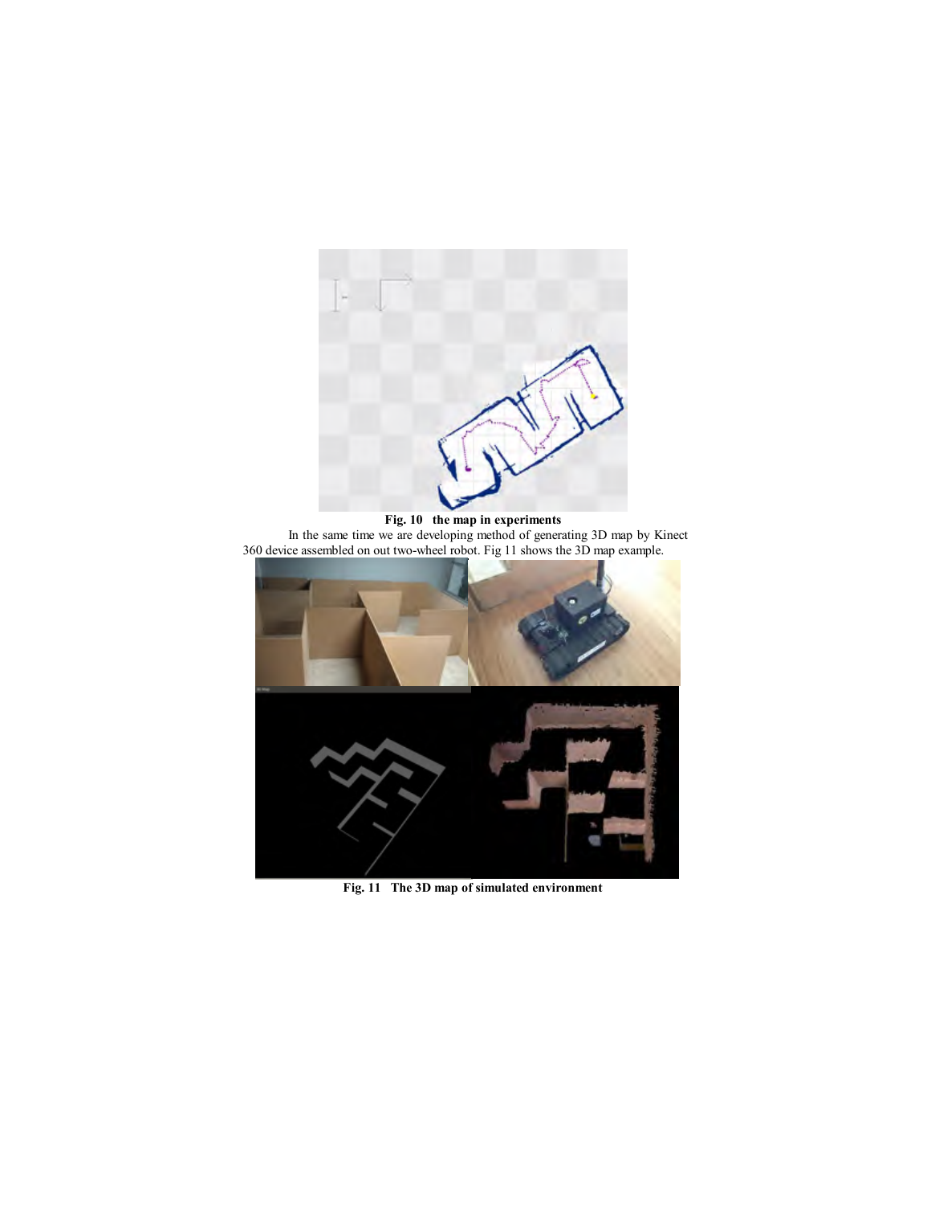**Fig. 10 the map in experiments**

In the same time we are developing method of generating 3D map by Kinect 360 device assembled on out two-wheel robot. Fig 11 shows the 3D map example.

**Fig. 11 The 3D map of simulated environment**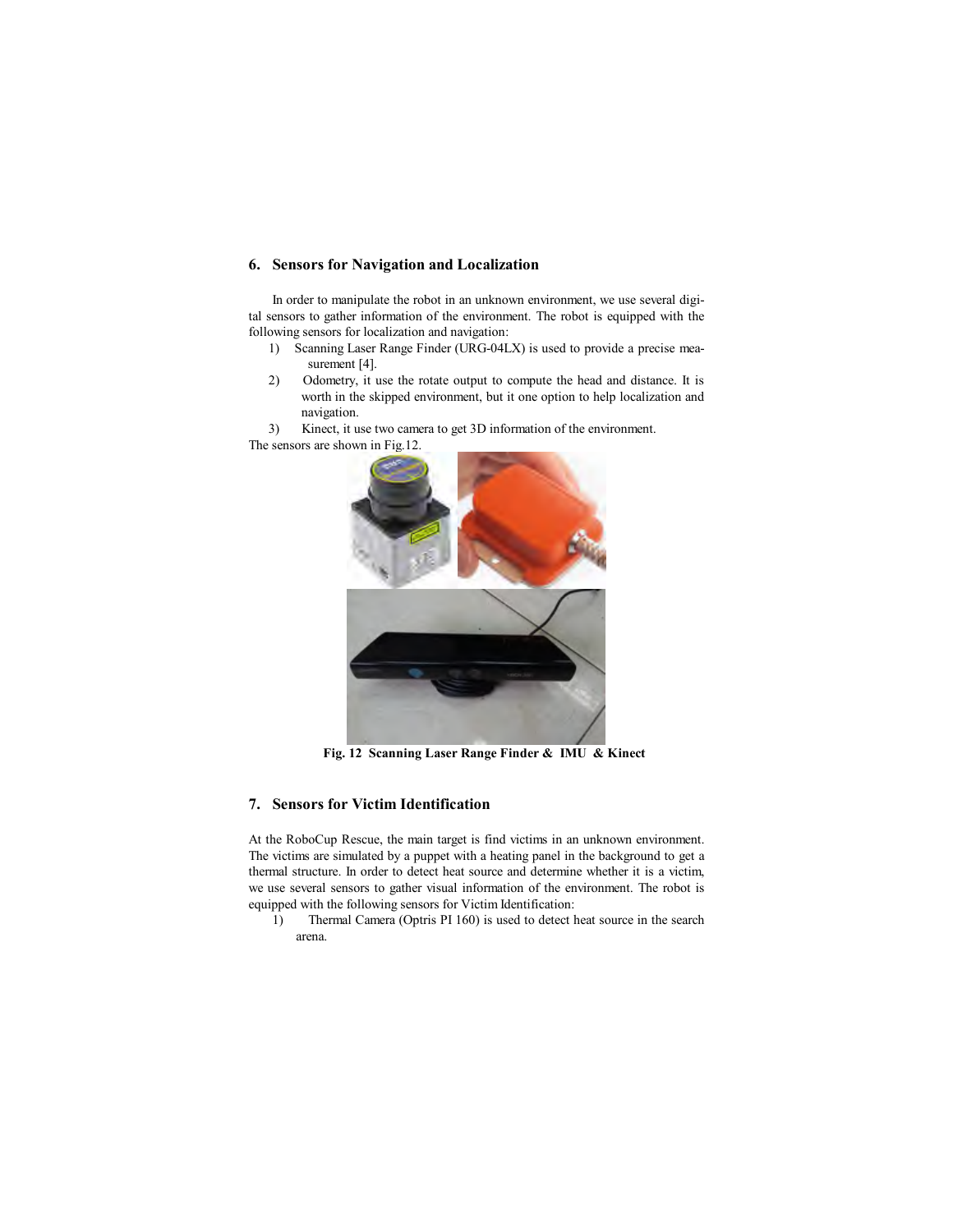## 6. Sensors for Navigation and Localization

In order to manipulate the robot in an unknown environment, we use several digital sensors to gather information of the environment. The robot is equipped with the following sensors for localization and navigation:

1) Scanning Laser Range Finder (URG-04LX) is used to provide a precise measurement [4].
2) Odometry, it use the rotate output to compute the head and distance. It is worth in the skipped environment, but it one option to help localization and navigation.
3) Kinect, it use two camera to get 3D information of the environment.

The sensors are shown in Fig.12.

**Fig. 12 Scanning Laser Range Finder & IMU & Kinect**

## 7. Sensors for Victim Identification

At the RoboCup Rescue, the main target is find victims in an unknown environment. The victims are simulated by a puppet with a heating panel in the background to get a thermal structure. In order to detect heat source and determine whether it is a victim, we use several sensors to gather visual information of the environment. The robot is equipped with the following sensors for Victim Identification:

1) Thermal Camera (Optris PI 160) is used to detect heat source in the search arena.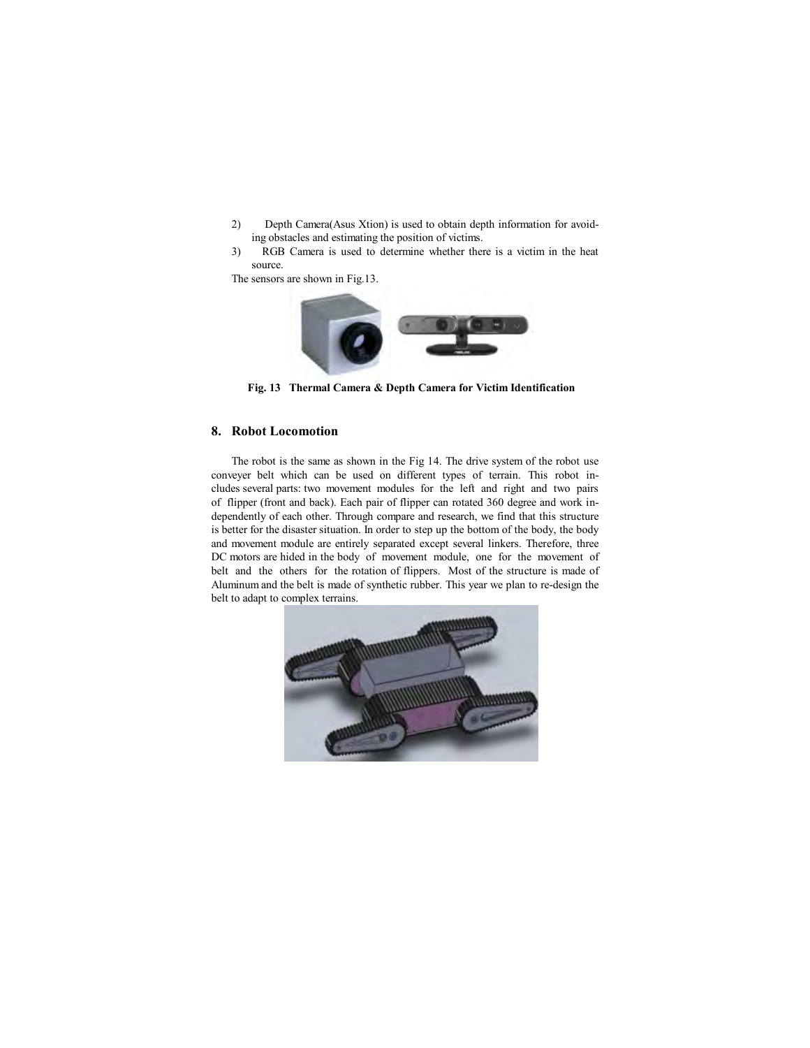2) Depth Camera(Asus Xtion) is used to obtain depth information for avoiding obstacles and estimating the position of victims.
3) RGB Camera is used to determine whether there is a victim in the heat source.

The sensors are shown in Fig.13.

**Fig. 13 Thermal Camera & Depth Camera for Victim Identification**

## 8. Robot Locomotion

The robot is the same as shown in the Fig 14. The drive system of the robot use conveyer belt which can be used on different types of terrain. This robot includes several parts: two movement modules for the left and right and two pairs of flipper (front and back). Each pair of flipper can rotated 360 degree and work independently of each other. Through compare and research, we find that this structure is better for the disaster situation. In order to step up the bottom of the body, the body and movement module are entirely separated except several linkers. Therefore, three DC motors are hided in the body of movement module, one for the movement of belt and the others for the rotation of flippers. Most of the structure is made of Aluminum and the belt is made of synthetic rubber. This year we plan to re-design the belt to adapt to complex terrains.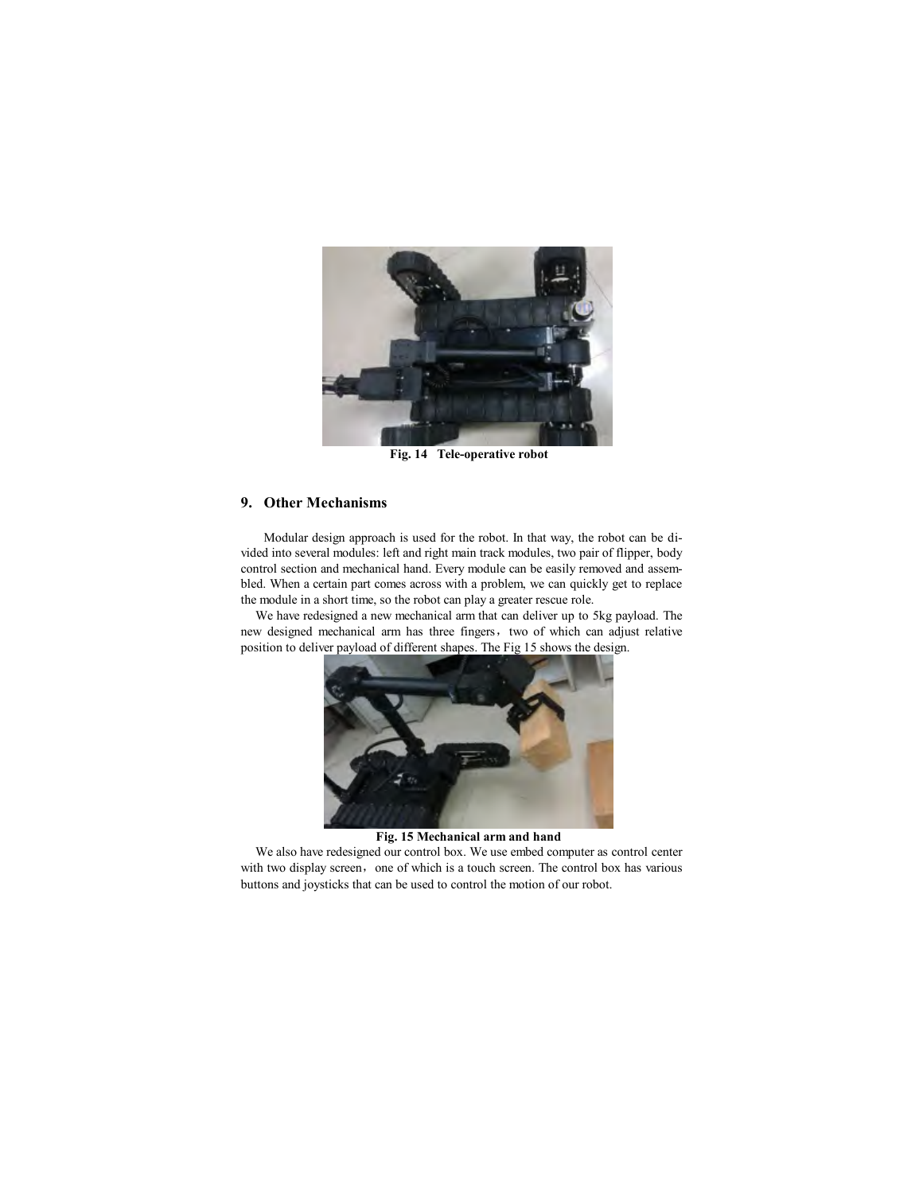Fig. 14 Tele-operative robot

## 9. Other Mechanisms

Modular design approach is used for the robot. In that way, the robot can be divided into several modules: left and right main track modules, two pair of flipper, body control section and mechanical hand. Every module can be easily removed and assembled. When a certain part comes across with a problem, we can quickly get to replace the module in a short time, so the robot can play a greater rescue role.

We have redesigned a new mechanical arm that can deliver up to 5kg payload. The new designed mechanical arm has three fingers，two of which can adjust relative position to deliver payload of different shapes. The Fig 15 shows the design.

Fig. 15 Mechanical arm and hand

We also have redesigned our control box. We use embed computer as control center with two display screen，one of which is a touch screen. The control box has various buttons and joysticks that can be used to control the motion of our robot.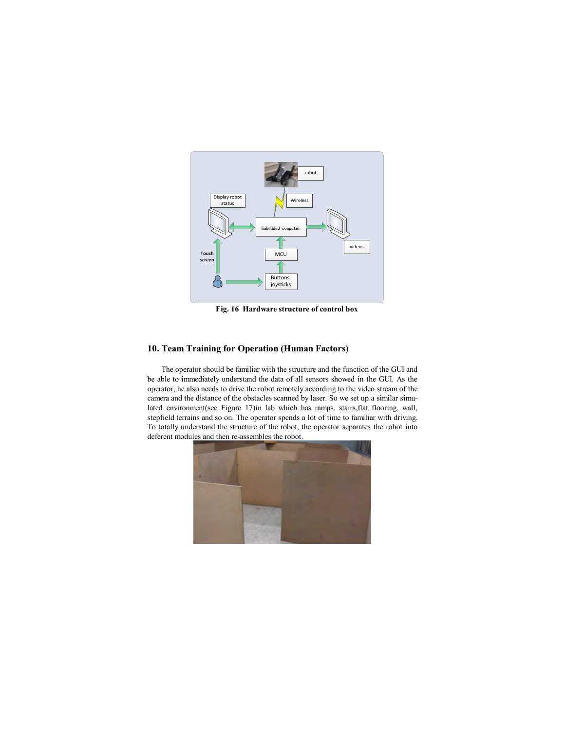Fig. 16 Hardware structure of control box

## 10. Team Training for Operation (Human Factors)

The operator should be familiar with the structure and the function of the GUI and be able to immediately understand the data of all sensors showed in the GUI. As the operator, he also needs to drive the robot remotely according to the video stream of the camera and the distance of the obstacles scanned by laser. So we set up a similar simulated environment(see Figure 17)in lab which has ramps, stairs,flat flooring, wall, stepfield terrains and so on. The operator spends a lot of time to familiar with driving. To totally understand the structure of the robot, the operator separates the robot into deferent modules and then re-assembles the robot.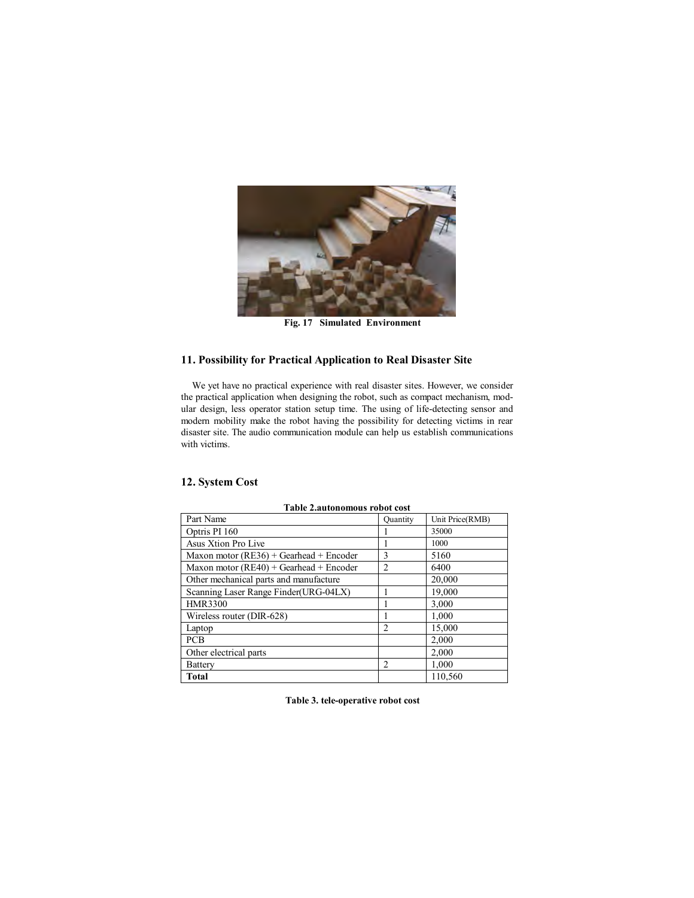Fig. 17 Simulated Environment

## 11. Possibility for Practical Application to Real Disaster Site

We yet have no practical experience with real disaster sites. However, we consider the practical application when designing the robot, such as compact mechanism, modular design, less operator station setup time. The using of life-detecting sensor and modern mobility make the robot having the possibility for detecting victims in rear disaster site. The audio communication module can help us establish communications with victims.

## 12. System Cost

**Table 2.autonomous robot cost**

| Part Name | Quantity | Unit Price(RMB) |
|---|---|---|
| Optris PI 160 | 1 | 35000 |
| Asus Xtion Pro Live | 1 | 1000 |
| Maxon motor (RE36) + Gearhead + Encoder | 3 | 5160 |
| Maxon motor (RE40) + Gearhead + Encoder | 2 | 6400 |
| Other mechanical parts and manufacture | | 20,000 |
| Scanning Laser Range Finder(URG-04LX) | 1 | 19,000 |
| HMR3300 | 1 | 3,000 |
| Wireless router (DIR-628) | 1 | 1,000 |
| Laptop | 2 | 15,000 |
| PCB | | 2,000 |
| Other electrical parts | | 2,000 |
| Battery | 2 | 1,000 |
| **Total** | | 110,560 |

**Table 3. tele-operative robot cost**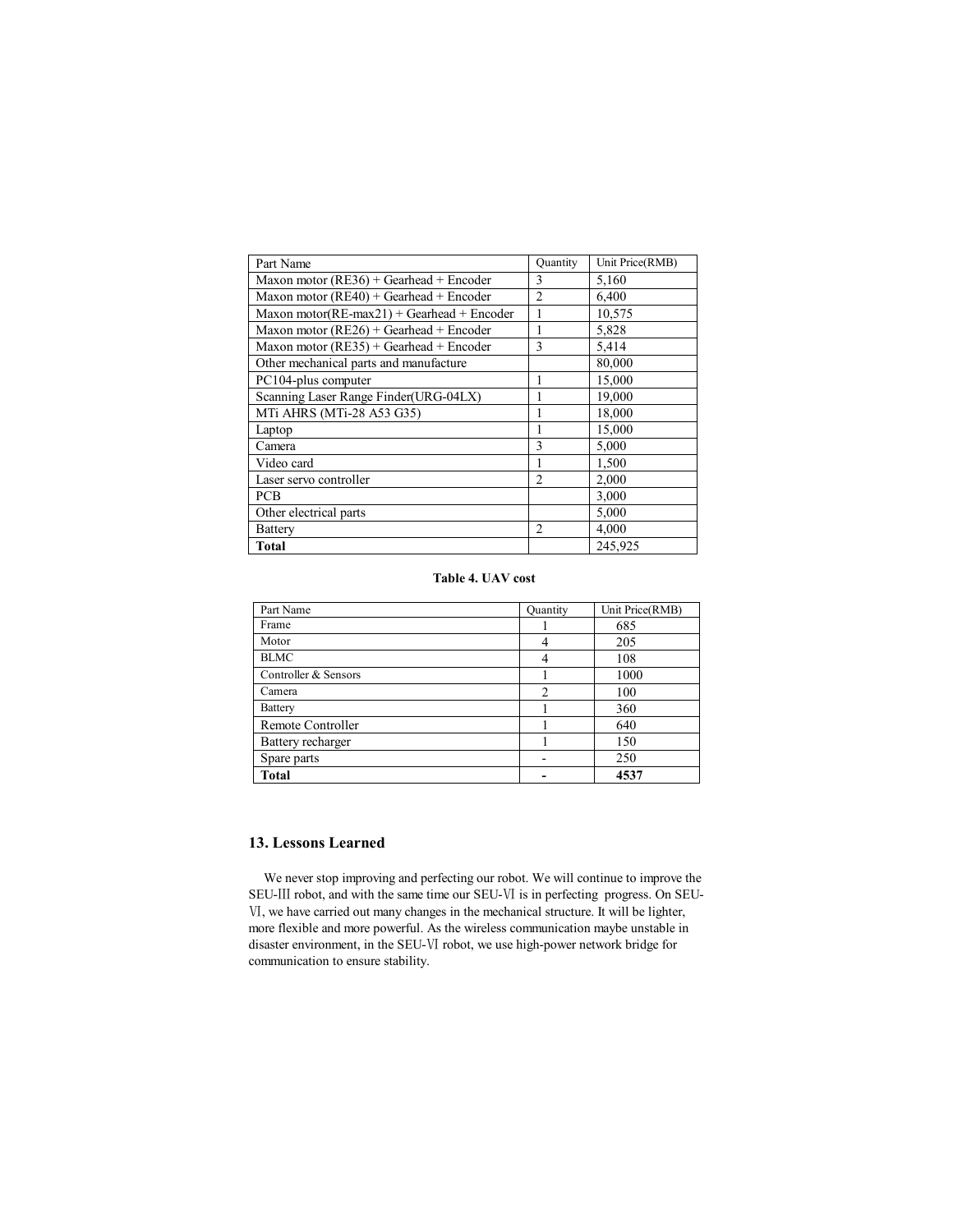| Part Name | Quantity | Unit Price(RMB) |
| --- | --- | --- |
| Maxon motor (RE36) + Gearhead + Encoder | 3 | 5,160 |
| Maxon motor (RE40) + Gearhead + Encoder | 2 | 6,400 |
| Maxon motor(RE-max21) + Gearhead + Encoder | 1 | 10,575 |
| Maxon motor (RE26) + Gearhead + Encoder | 1 | 5,828 |
| Maxon motor (RE35) + Gearhead + Encoder | 3 | 5,414 |
| Other mechanical parts and manufacture | | 80,000 |
| PC104-plus computer | 1 | 15,000 |
| Scanning Laser Range Finder(URG-04LX) | 1 | 19,000 |
| MTi AHRS (MTi-28 A53 G35) | 1 | 18,000 |
| Laptop | 1 | 15,000 |
| Camera | 3 | 5,000 |
| Video card | 1 | 1,500 |
| Laser servo controller | 2 | 2,000 |
| PCB | | 3,000 |
| Other electrical parts | | 5,000 |
| Battery | 2 | 4,000 |
| **Total** | | 245,925 |

**Table 4. UAV cost**

| Part Name | Quantity | Unit Price(RMB) |
| --- | --- | --- |
| Frame | 1 | 685 |
| Motor | 4 | 205 |
| BLMC | 4 | 108 |
| Controller & Sensors | 1 | 1000 |
| Camera | 2 | 100 |
| Battery | 1 | 360 |
| Remote Controller | 1 | 640 |
| Battery recharger | 1 | 150 |
| Spare parts | - | 250 |
| **Total** | **-** | **4537** |

## 13. Lessons Learned

We never stop improving and perfecting our robot. We will continue to improve the SEU-Ⅲ robot, and with the same time our SEU-Ⅵ is in perfecting progress. On SEU-Ⅵ, we have carried out many changes in the mechanical structure. It will be lighter, more flexible and more powerful. As the wireless communication maybe unstable in disaster environment, in the SEU-Ⅵ robot, we use high-power network bridge for communication to ensure stability.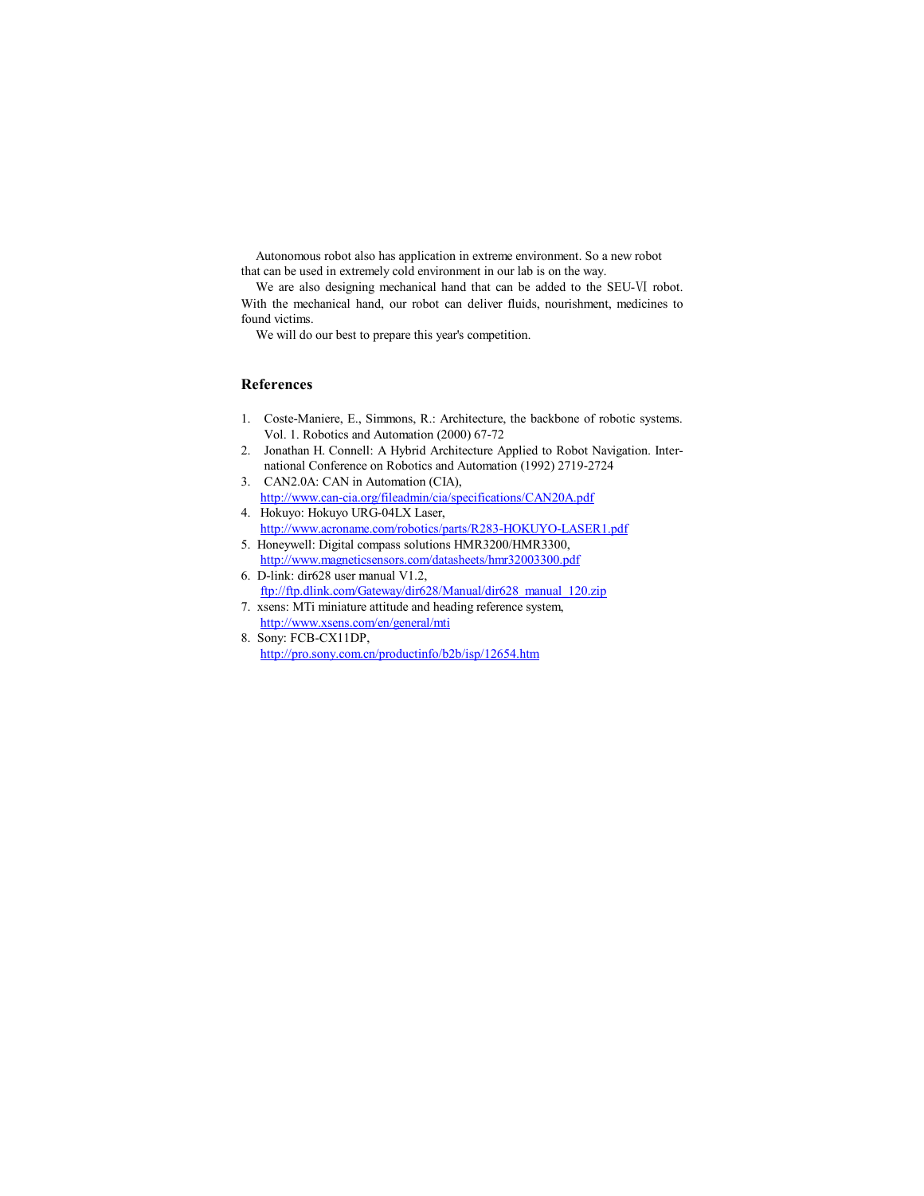Autonomous robot also has application in extreme environment. So a new robot that can be used in extremely cold environment in our lab is on the way.

We are also designing mechanical hand that can be added to the SEU-Ⅵ robot. With the mechanical hand, our robot can deliver fluids, nourishment, medicines to found victims.

We will do our best to prepare this year's competition.

## References

1. Coste-Maniere, E., Simmons, R.: Architecture, the backbone of robotic systems. Vol. 1. Robotics and Automation (2000) 67-72
2. Jonathan H. Connell: A Hybrid Architecture Applied to Robot Navigation. International Conference on Robotics and Automation (1992) 2719-2724
3. CAN2.0A: CAN in Automation (CIA), http://www.can-cia.org/fileadmin/cia/specifications/CAN20A.pdf
4. Hokuyo: Hokuyo URG-04LX Laser, http://www.acroname.com/robotics/parts/R283-HOKUYO-LASER1.pdf
5. Honeywell: Digital compass solutions HMR3200/HMR3300, http://www.magneticsensors.com/datasheets/hmr32003300.pdf
6. D-link: dir628 user manual V1.2, ftp://ftp.dlink.com/Gateway/dir628/Manual/dir628_manual_120.zip
7. xsens: MTi miniature attitude and heading reference system, http://www.xsens.com/en/general/mti
8. Sony: FCB-CX11DP, http://pro.sony.com.cn/productinfo/b2b/isp/12654.htm